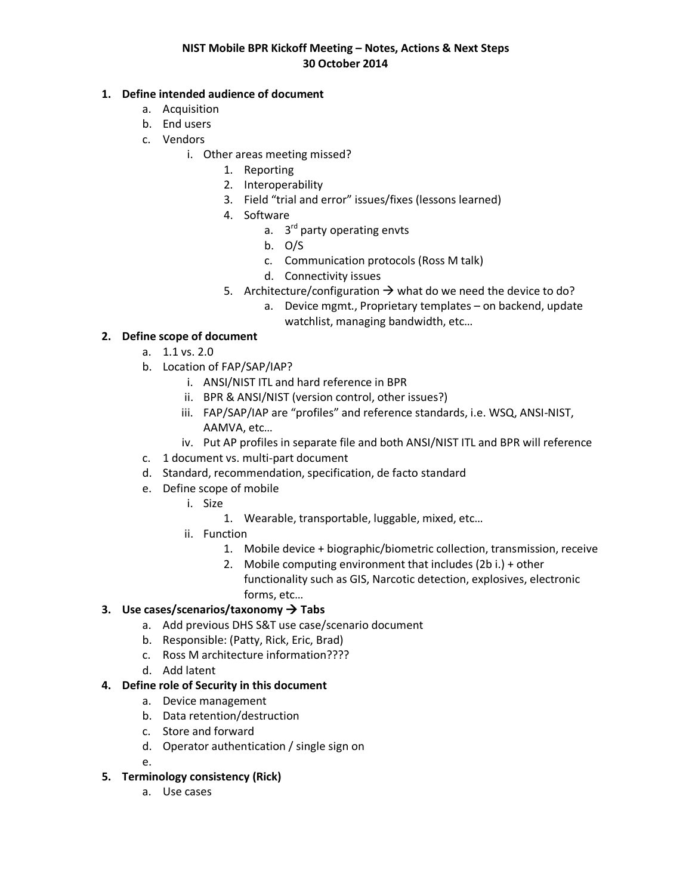**NIST Mobile BPR Kickoff Meeting – Notes, Actions & Next Steps**
**30 October 2014**

1. **Define intended audience of document**
    a. Acquisition
    b. End users
    c. Vendors
        i. Other areas meeting missed?
            1. Reporting
            2. Interoperability
            3. Field "trial and error" issues/fixes (lessons learned)
            4. Software
                a. 3rd party operating envts
                b. O/S
                c. Communication protocols (Ross M talk)
                d. Connectivity issues
            5. Architecture/configuration → what do we need the device to do?
                a. Device mgmt., Proprietary templates – on backend, update watchlist, managing bandwidth, etc…
2. **Define scope of document**
    a. 1.1 vs. 2.0
    b. Location of FAP/SAP/IAP?
        i. ANSI/NIST ITL and hard reference in BPR
        ii. BPR & ANSI/NIST (version control, other issues?)
        iii. FAP/SAP/IAP are "profiles" and reference standards, i.e. WSQ, ANSI-NIST, AAMVA, etc…
        iv. Put AP profiles in separate file and both ANSI/NIST ITL and BPR will reference
    c. 1 document vs. multi-part document
    d. Standard, recommendation, specification, de facto standard
    e. Define scope of mobile
        i. Size
            1. Wearable, transportable, luggable, mixed, etc…
        ii. Function
            1. Mobile device + biographic/biometric collection, transmission, receive
            2. Mobile computing environment that includes (2b i.) + other functionality such as GIS, Narcotic detection, explosives, electronic forms, etc…
3. **Use cases/scenarios/taxonomy → Tabs**
    a. Add previous DHS S&T use case/scenario document
    b. Responsible: (Patty, Rick, Eric, Brad)
    c. Ross M architecture information????
    d. Add latent
4. **Define role of Security in this document**
    a. Device management
    b. Data retention/destruction
    c. Store and forward
    d. Operator authentication / single sign on
    e.
5. **Terminology consistency (Rick)**
    a. Use cases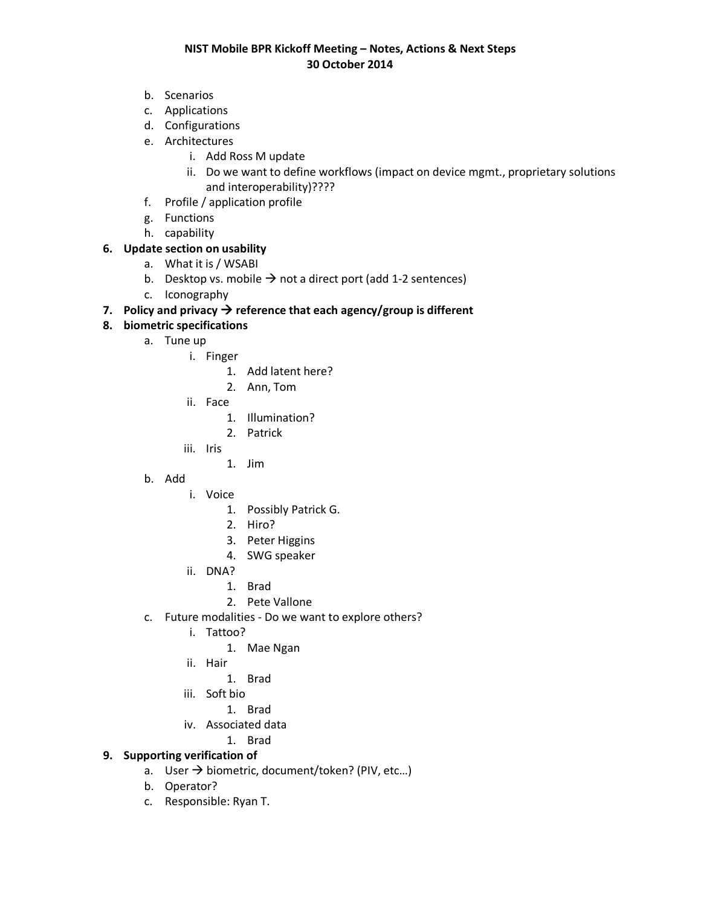b. Scenarios
   c. Applications
   d. Configurations
   e. Architectures
      i. Add Ross M update
      ii. Do we want to define workflows (impact on device mgmt., proprietary solutions and interoperability)????
   f. Profile / application profile
   g. Functions
   h. capability

6. **Update section on usability**
   a. What it is / WSABI
   b. Desktop vs. mobile → not a direct port (add 1-2 sentences)
   c. Iconography

7. **Policy and privacy → reference that each agency/group is different**

8. **biometric specifications**
   a. Tune up
      i. Finger
         1. Add latent here?
         2. Ann, Tom
      ii. Face
         1. Illumination?
         2. Patrick
      iii. Iris
         1. Jim
   b. Add
      i. Voice
         1. Possibly Patrick G.
         2. Hiro?
         3. Peter Higgins
         4. SWG speaker
      ii. DNA?
         1. Brad
         2. Pete Vallone
   c. Future modalities - Do we want to explore others?
      i. Tattoo?
         1. Mae Ngan
      ii. Hair
         1. Brad
      iii. Soft bio
         1. Brad
      iv. Associated data
         1. Brad

9. **Supporting verification of**
   a. User → biometric, document/token? (PIV, etc…)
   b. Operator?
   c. Responsible: Ryan T.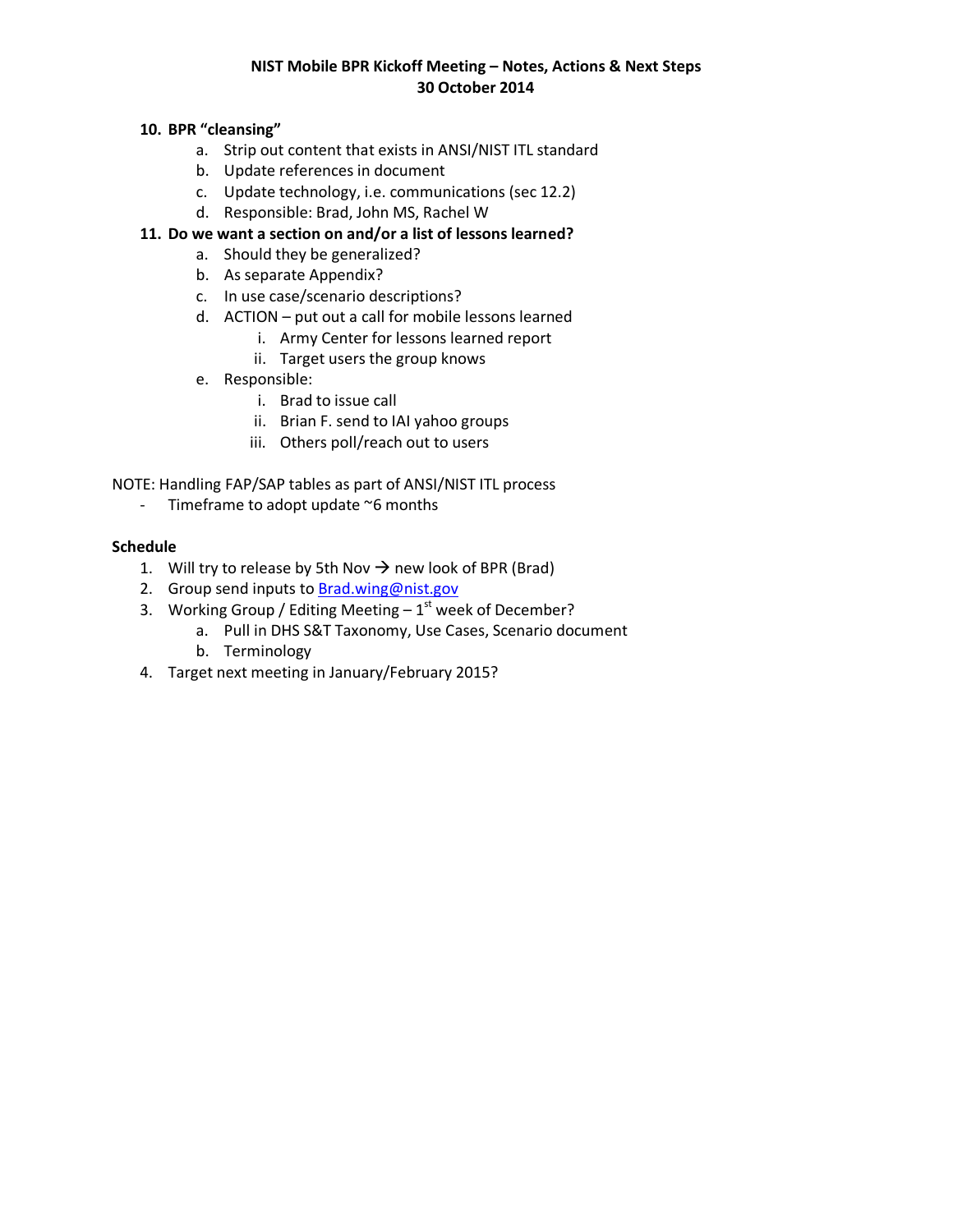**NIST Mobile BPR Kickoff Meeting – Notes, Actions & Next Steps**
**30 October 2014**

10. **BPR "cleansing"**
    a. Strip out content that exists in ANSI/NIST ITL standard
    b. Update references in document
    c. Update technology, i.e. communications (sec 12.2)
    d. Responsible: Brad, John MS, Rachel W
11. **Do we want a section on and/or a list of lessons learned?**
    a. Should they be generalized?
    b. As separate Appendix?
    c. In use case/scenario descriptions?
    d. ACTION – put out a call for mobile lessons learned
        i. Army Center for lessons learned report
        ii. Target users the group knows
    e. Responsible:
        i. Brad to issue call
        ii. Brian F. send to IAI yahoo groups
        iii. Others poll/reach out to users

NOTE: Handling FAP/SAP tables as part of ANSI/NIST ITL process
- Timeframe to adopt update ~6 months

**Schedule**

1. Will try to release by 5th Nov → new look of BPR (Brad)
2. Group send inputs to Brad.wing@nist.gov
3. Working Group / Editing Meeting – 1st week of December?
    a. Pull in DHS S&T Taxonomy, Use Cases, Scenario document
    b. Terminology
4. Target next meeting in January/February 2015?